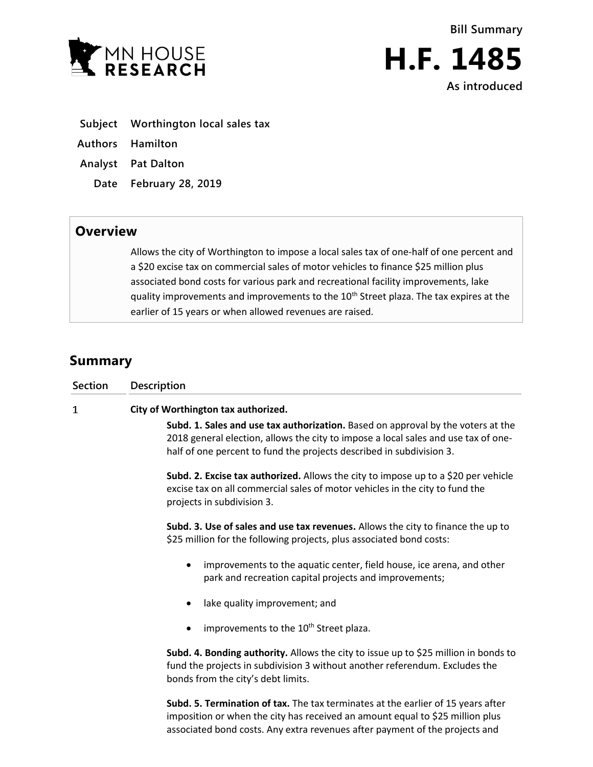MN HOUSE RESEARCH

**Bill Summary**

# H.F. 1485

**As introduced**

| | |
|---|---|
| **Subject** | **Worthington local sales tax** |
| **Authors** | **Hamilton** |
| **Analyst** | **Pat Dalton** |
| **Date** | **February 28, 2019** |

## Overview

Allows the city of Worthington to impose a local sales tax of one-half of one percent and a $20 excise tax on commercial sales of motor vehicles to finance $25 million plus associated bond costs for various park and recreational facility improvements, lake quality improvements and improvements to the 10th Street plaza. The tax expires at the earlier of 15 years or when allowed revenues are raised.

## Summary

**Section** **Description**

1 **City of Worthington tax authorized.**

**Subd. 1. Sales and use tax authorization.** Based on approval by the voters at the 2018 general election, allows the city to impose a local sales and use tax of one-half of one percent to fund the projects described in subdivision 3.

**Subd. 2. Excise tax authorized.** Allows the city to impose up to a $20 per vehicle excise tax on all commercial sales of motor vehicles in the city to fund the projects in subdivision 3.

**Subd. 3. Use of sales and use tax revenues.** Allows the city to finance the up to $25 million for the following projects, plus associated bond costs:

- improvements to the aquatic center, field house, ice arena, and other park and recreation capital projects and improvements;
- lake quality improvement; and
- improvements to the 10th Street plaza.

**Subd. 4. Bonding authority.** Allows the city to issue up to $25 million in bonds to fund the projects in subdivision 3 without another referendum. Excludes the bonds from the city's debt limits.

**Subd. 5. Termination of tax.** The tax terminates at the earlier of 15 years after imposition or when the city has received an amount equal to $25 million plus associated bond costs. Any extra revenues after payment of the projects and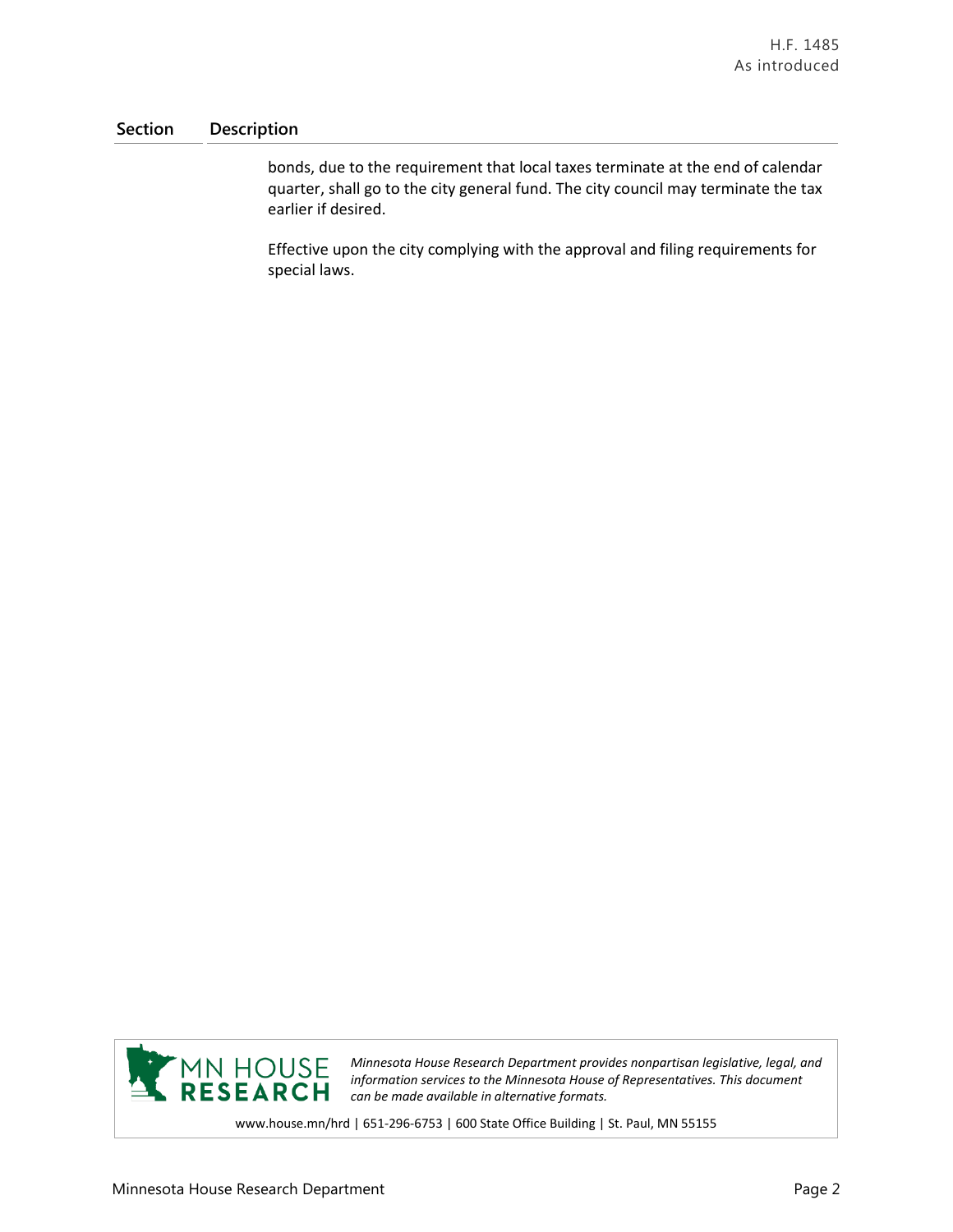| Section | Description |
|---|---|
| | bonds, due to the requirement that local taxes terminate at the end of calendar quarter, shall go to the city general fund. The city council may terminate the tax earlier if desired.<br><br>Effective upon the city complying with the approval and filing requirements for special laws. |

*Minnesota House Research Department provides nonpartisan legislative, legal, and information services to the Minnesota House of Representatives. This document can be made available in alternative formats.*

www.house.mn/hrd | 651-296-6753 | 600 State Office Building | St. Paul, MN 55155